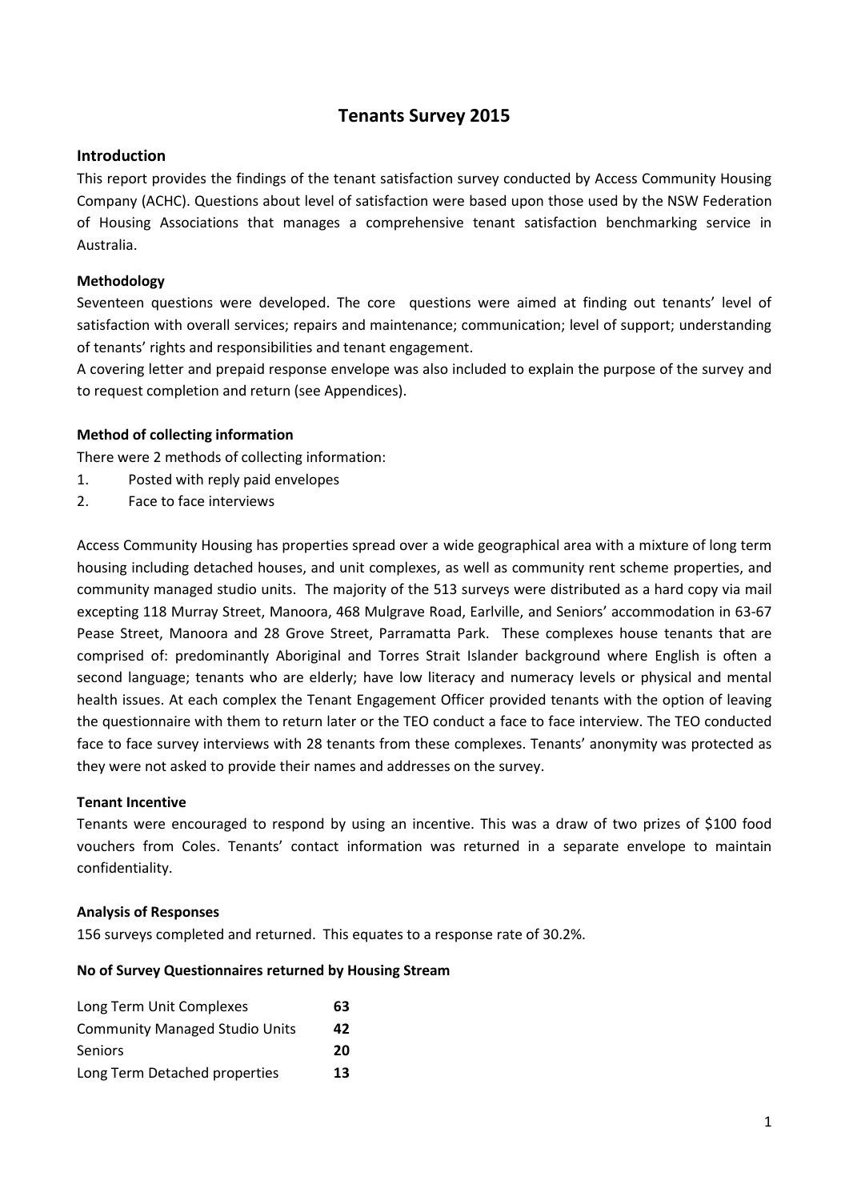# Tenants Survey 2015

## Introduction

This report provides the findings of the tenant satisfaction survey conducted by Access Community Housing Company (ACHC). Questions about level of satisfaction were based upon those used by the NSW Federation of Housing Associations that manages a comprehensive tenant satisfaction benchmarking service in Australia.

### Methodology

Seventeen questions were developed. The core questions were aimed at finding out tenants' level of satisfaction with overall services; repairs and maintenance; communication; level of support; understanding of tenants' rights and responsibilities and tenant engagement.

A covering letter and prepaid response envelope was also included to explain the purpose of the survey and to request completion and return (see Appendices).

### Method of collecting information

There were 2 methods of collecting information:

1. Posted with reply paid envelopes
2. Face to face interviews

Access Community Housing has properties spread over a wide geographical area with a mixture of long term housing including detached houses, and unit complexes, as well as community rent scheme properties, and community managed studio units. The majority of the 513 surveys were distributed as a hard copy via mail excepting 118 Murray Street, Manoora, 468 Mulgrave Road, Earlville, and Seniors' accommodation in 63-67 Pease Street, Manoora and 28 Grove Street, Parramatta Park. These complexes house tenants that are comprised of: predominantly Aboriginal and Torres Strait Islander background where English is often a second language; tenants who are elderly; have low literacy and numeracy levels or physical and mental health issues. At each complex the Tenant Engagement Officer provided tenants with the option of leaving the questionnaire with them to return later or the TEO conduct a face to face interview. The TEO conducted face to face survey interviews with 28 tenants from these complexes. Tenants' anonymity was protected as they were not asked to provide their names and addresses on the survey.

### Tenant Incentive

Tenants were encouraged to respond by using an incentive. This was a draw of two prizes of $100 food vouchers from Coles. Tenants' contact information was returned in a separate envelope to maintain confidentiality.

### Analysis of Responses

156 surveys completed and returned. This equates to a response rate of 30.2%.

### No of Survey Questionnaires returned by Housing Stream

| Housing Stream | No. |
|---|---|
| Long Term Unit Complexes | **63** |
| Community Managed Studio Units | **42** |
| Seniors | **20** |
| Long Term Detached properties | **13** |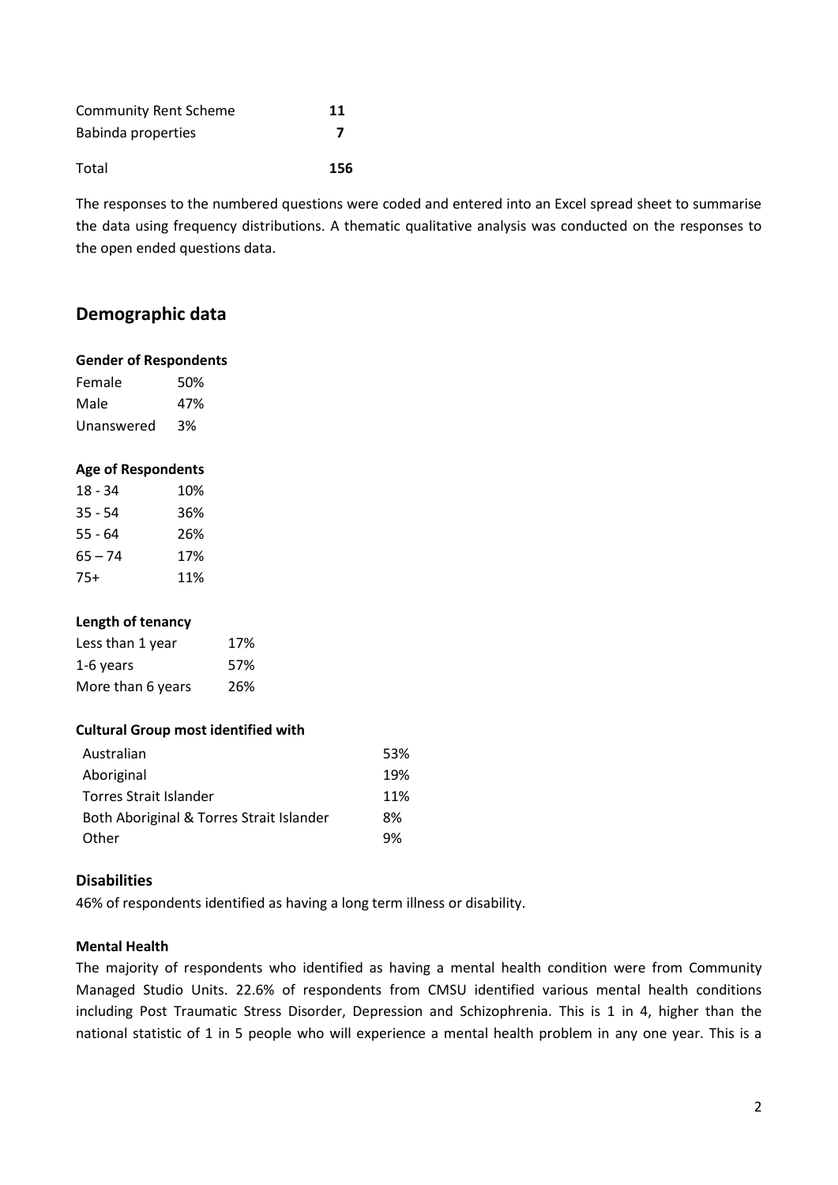| | |
|---|---|
| Community Rent Scheme | **11** |
| Babinda properties | **7** |
| Total | **156** |

The responses to the numbered questions were coded and entered into an Excel spread sheet to summarise the data using frequency distributions. A thematic qualitative analysis was conducted on the responses to the open ended questions data.

## Demographic data

**Gender of Respondents**

| | |
|---|---|
| Female | 50% |
| Male | 47% |
| Unanswered | 3% |

**Age of Respondents**

| | |
|---|---|
| 18 - 34 | 10% |
| 35 - 54 | 36% |
| 55 - 64 | 26% |
| 65 – 74 | 17% |
| 75+ | 11% |

**Length of tenancy**

| | |
|---|---|
| Less than 1 year | 17% |
| 1-6 years | 57% |
| More than 6 years | 26% |

**Cultural Group most identified with**

| | |
|---|---|
| Australian | 53% |
| Aboriginal | 19% |
| Torres Strait Islander | 11% |
| Both Aboriginal & Torres Strait Islander | 8% |
| Other | 9% |

### Disabilities

46% of respondents identified as having a long term illness or disability.

**Mental Health**

The majority of respondents who identified as having a mental health condition were from Community Managed Studio Units. 22.6% of respondents from CMSU identified various mental health conditions including Post Traumatic Stress Disorder, Depression and Schizophrenia. This is 1 in 4, higher than the national statistic of 1 in 5 people who will experience a mental health problem in any one year. This is a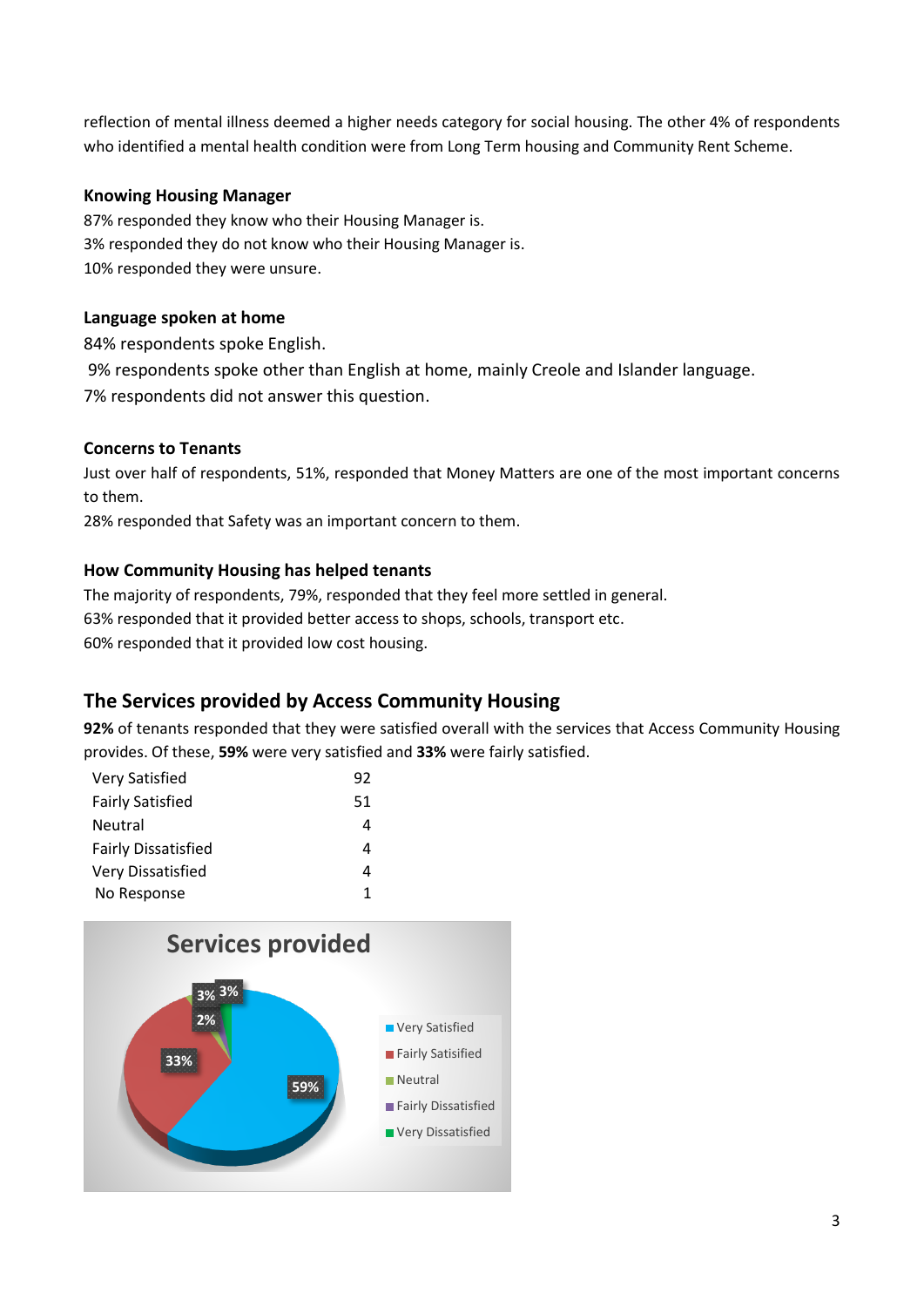reflection of mental illness deemed a higher needs category for social housing. The other 4% of respondents who identified a mental health condition were from Long Term housing and Community Rent Scheme.

**Knowing Housing Manager**

87% responded they know who their Housing Manager is.
3% responded they do not know who their Housing Manager is.
10% responded they were unsure.

**Language spoken at home**

84% respondents spoke English.
9% respondents spoke other than English at home, mainly Creole and Islander language.
7% respondents did not answer this question.

**Concerns to Tenants**

Just over half of respondents, 51%, responded that Money Matters are one of the most important concerns to them.
28% responded that Safety was an important concern to them.

**How Community Housing has helped tenants**

The majority of respondents, 79%, responded that they feel more settled in general.
63% responded that it provided better access to shops, schools, transport etc.
60% responded that it provided low cost housing.

## The Services provided by Access Community Housing

**92%** of tenants responded that they were satisfied overall with the services that Access Community Housing provides. Of these, **59%** were very satisfied and **33%** were fairly satisfied.

| | |
|---|---|
| Very Satisfied | 92 |
| Fairly Satisfied | 51 |
| Neutral | 4 |
| Fairly Dissatisfied | 4 |
| Very Dissatisfied | 4 |
| No Response | 1 |

Services provided

| Category | Percentage |
|---|---|
| Very Satisfied | 59% |
| Fairly Satisified | 33% |
| Neutral | 2% |
| Fairly Dissatisfied | 3% |
| Very Dissatisfied | 3% |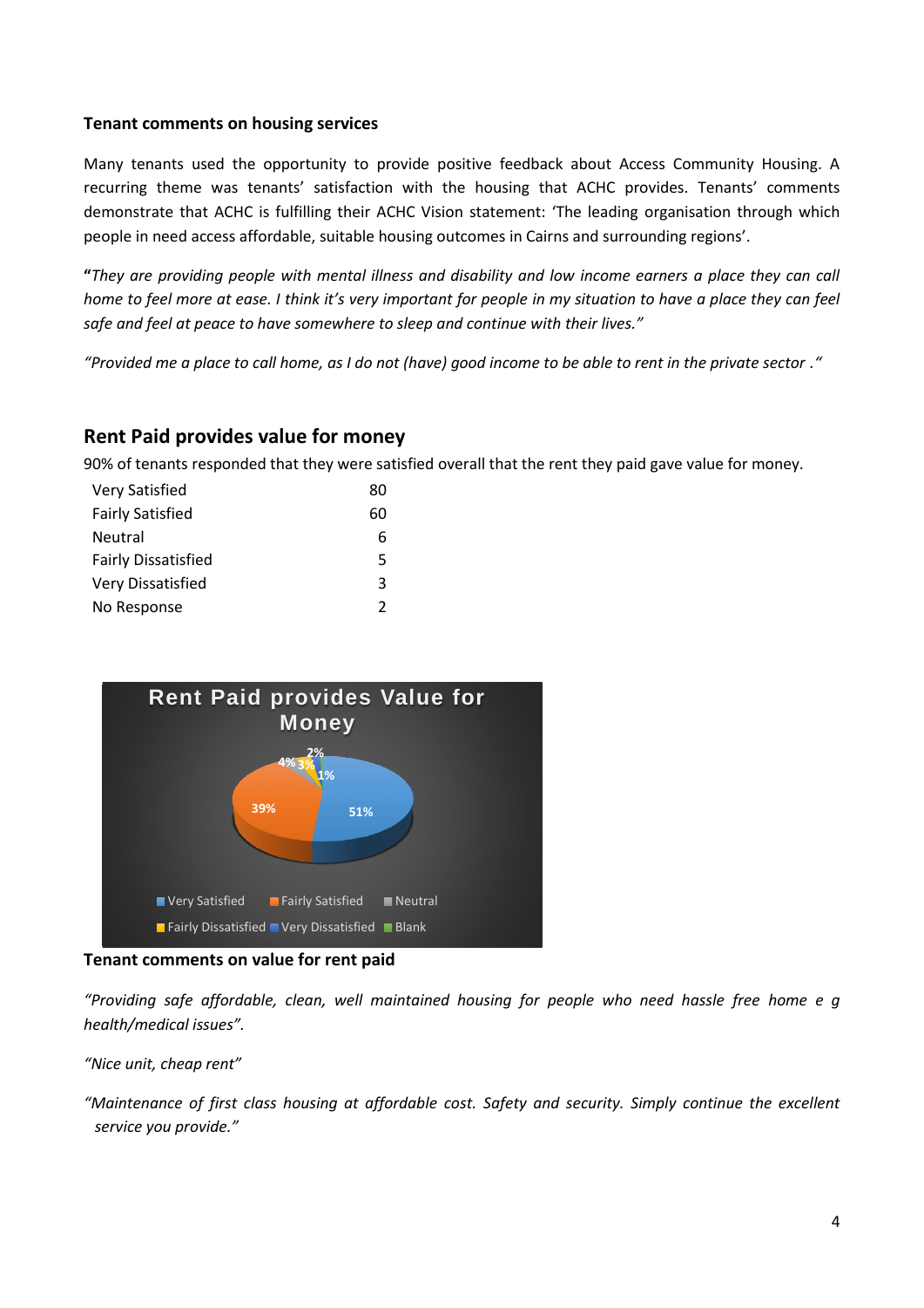**Tenant comments on housing services**

Many tenants used the opportunity to provide positive feedback about Access Community Housing. A recurring theme was tenants' satisfaction with the housing that ACHC provides. Tenants' comments demonstrate that ACHC is fulfilling their ACHC Vision statement: 'The leading organisation through which people in need access affordable, suitable housing outcomes in Cairns and surrounding regions'.

**"***They are providing people with mental illness and disability and low income earners a place they can call home to feel more at ease. I think it's very important for people in my situation to have a place they can feel safe and feel at peace to have somewhere to sleep and continue with their lives."*

*"Provided me a place to call home, as I do not (have) good income to be able to rent in the private sector ."*

## Rent Paid provides value for money

90% of tenants responded that they were satisfied overall that the rent they paid gave value for money.

| | |
|---|---|
| Very Satisfied | 80 |
| Fairly Satisfied | 60 |
| Neutral | 6 |
| Fairly Dissatisfied | 5 |
| Very Dissatisfied | 3 |
| No Response | 2 |

**Rent Paid provides Value for Money**

51%, 39%, 4%, 3%, 2%, 1%

Very Satisfied, Fairly Satisfied, Neutral, Fairly Dissatisfied, Very Dissatisfied, Blank

**Tenant comments on value for rent paid**

*"Providing safe affordable, clean, well maintained housing for people who need hassle free home e g health/medical issues".*

*"Nice unit, cheap rent"*

*"Maintenance of first class housing at affordable cost. Safety and security. Simply continue the excellent service you provide."*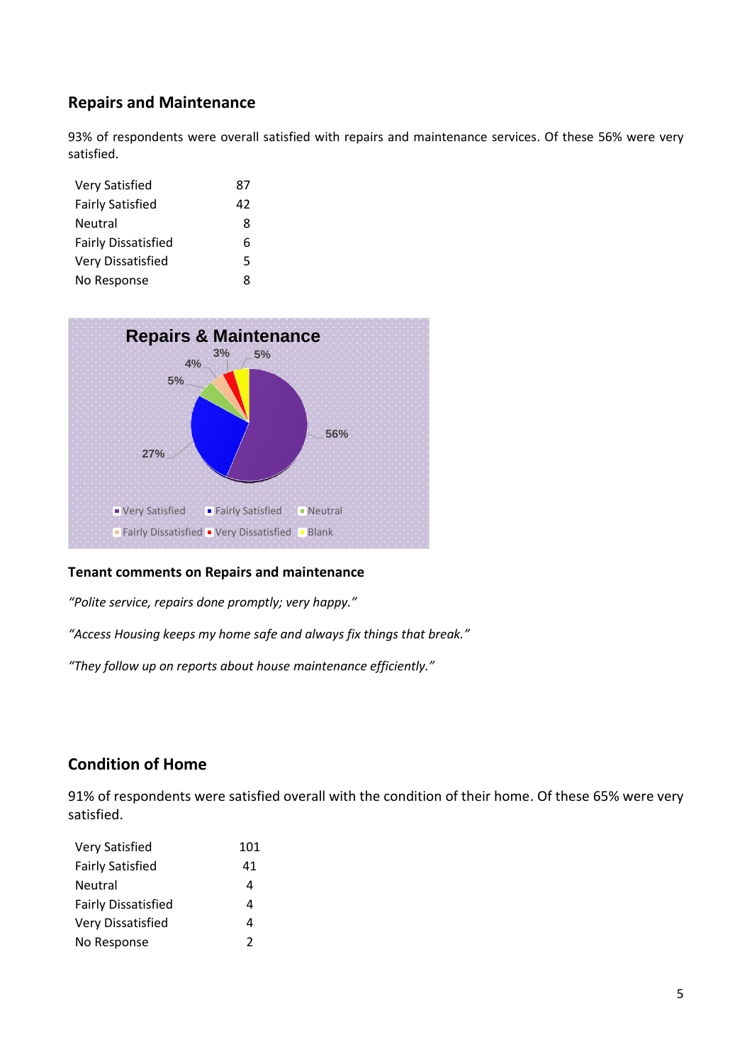## Repairs and Maintenance

93% of respondents were overall satisfied with repairs and maintenance services. Of these 56% were very satisfied.

| | |
|---|---|
| Very Satisfied | 87 |
| Fairly Satisfied | 42 |
| Neutral | 8 |
| Fairly Dissatisfied | 6 |
| Very Dissatisfied | 5 |
| No Response | 8 |

**Tenant comments on Repairs and maintenance**

*"Polite service, repairs done promptly; very happy."*

*"Access Housing keeps my home safe and always fix things that break."*

*"They follow up on reports about house maintenance efficiently."*

## Condition of Home

91% of respondents were satisfied overall with the condition of their home. Of these 65% were very satisfied.

| | |
|---|---|
| Very Satisfied | 101 |
| Fairly Satisfied | 41 |
| Neutral | 4 |
| Fairly Dissatisfied | 4 |
| Very Dissatisfied | 4 |
| No Response | 2 |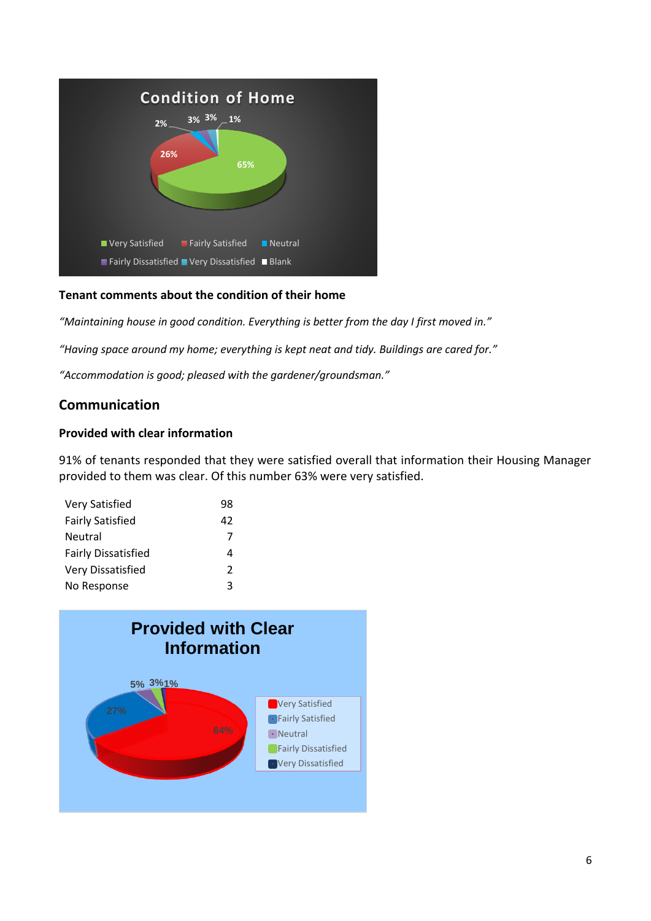**Tenant comments about the condition of their home**

*"Maintaining house in good condition. Everything is better from the day I first moved in."*

*"Having space around my home; everything is kept neat and tidy. Buildings are cared for."*

*"Accommodation is good; pleased with the gardener/groundsman."*

## Communication

### Provided with clear information

91% of tenants responded that they were satisfied overall that information their Housing Manager provided to them was clear. Of this number 63% were very satisfied.

| | |
|---|---|
| Very Satisfied | 98 |
| Fairly Satisfied | 42 |
| Neutral | 7 |
| Fairly Dissatisfied | 4 |
| Very Dissatisfied | 2 |
| No Response | 3 |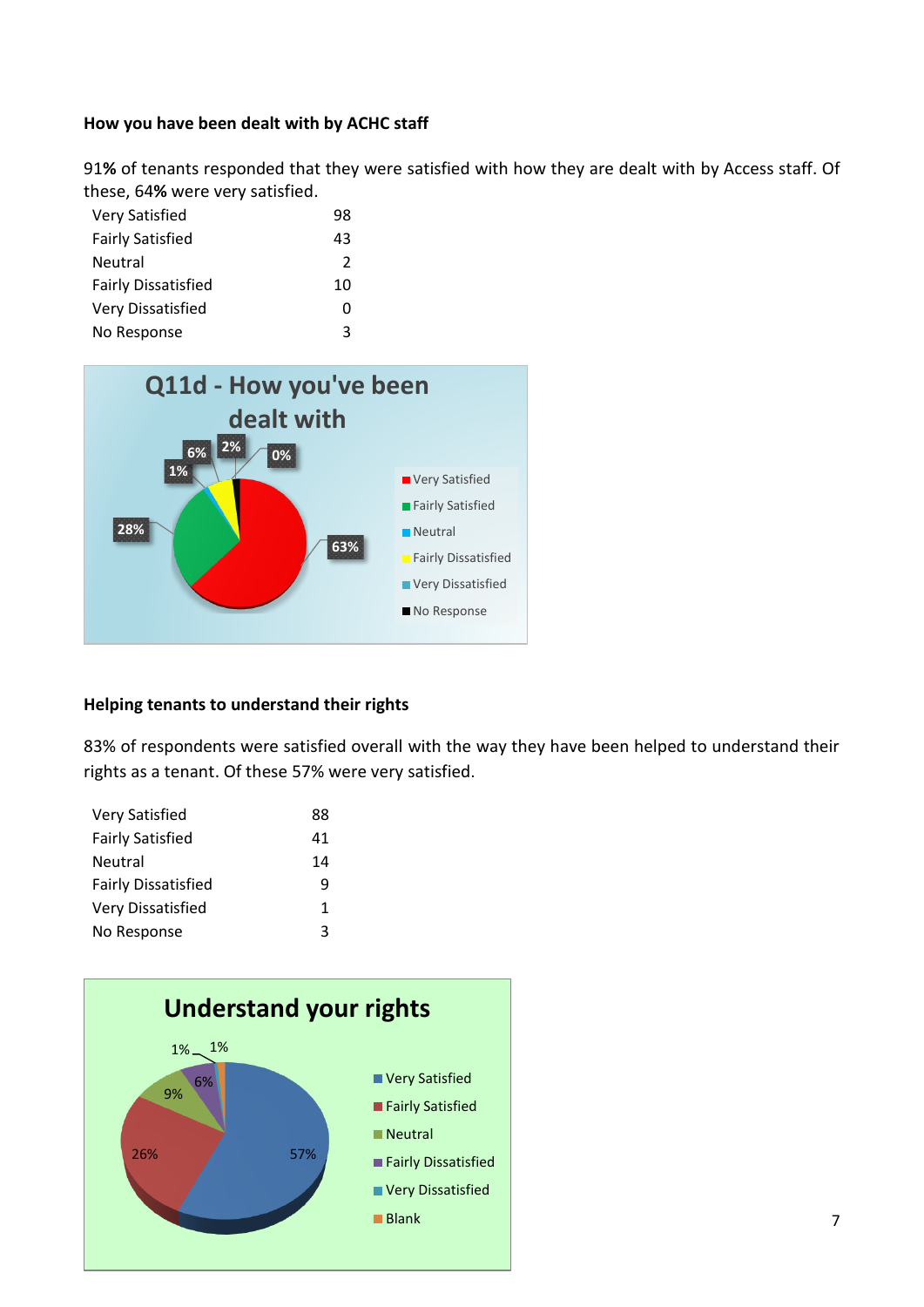**How you have been dealt with by ACHC staff**

91**%** of tenants responded that they were satisfied with how they are dealt with by Access staff. Of these, 64**%** were very satisfied.

| | |
|---|---|
| Very Satisfied | 98 |
| Fairly Satisfied | 43 |
| Neutral | 2 |
| Fairly Dissatisfied | 10 |
| Very Dissatisfied | 0 |
| No Response | 3 |

**Helping tenants to understand their rights**

83% of respondents were satisfied overall with the way they have been helped to understand their rights as a tenant. Of these 57% were very satisfied.

| | |
|---|---|
| Very Satisfied | 88 |
| Fairly Satisfied | 41 |
| Neutral | 14 |
| Fairly Dissatisfied | 9 |
| Very Dissatisfied | 1 |
| No Response | 3 |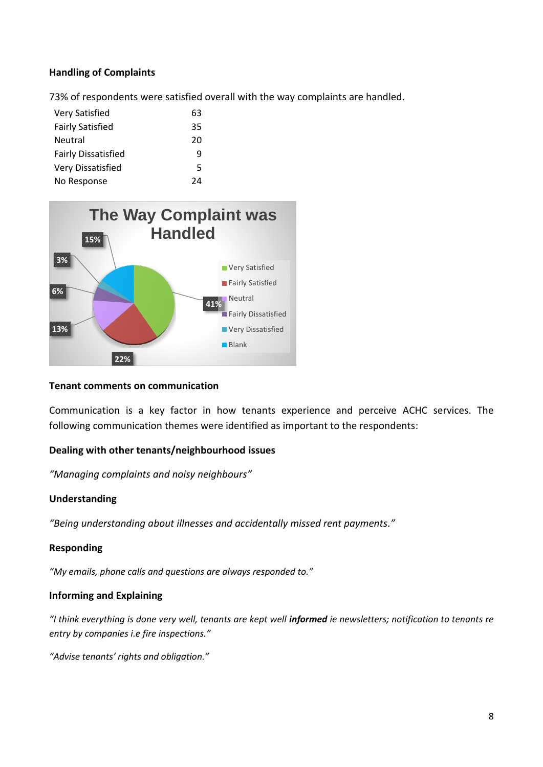**Handling of Complaints**

73% of respondents were satisfied overall with the way complaints are handled.

| | |
|---|---|
| Very Satisfied | 63 |
| Fairly Satisfied | 35 |
| Neutral | 20 |
| Fairly Dissatisfied | 9 |
| Very Dissatisfied | 5 |
| No Response | 24 |

**Tenant comments on communication**

Communication is a key factor in how tenants experience and perceive ACHC services. The following communication themes were identified as important to the respondents:

**Dealing with other tenants/neighbourhood issues**

*"Managing complaints and noisy neighbours"*

**Understanding**

*"Being understanding about illnesses and accidentally missed rent payments."*

**Responding**

*"My emails, phone calls and questions are always responded to."*

**Informing and Explaining**

*"I think everything is done very well, tenants are kept well* ***informed*** *ie newsletters; notification to tenants re entry by companies i.e fire inspections."*

*"Advise tenants' rights and obligation."*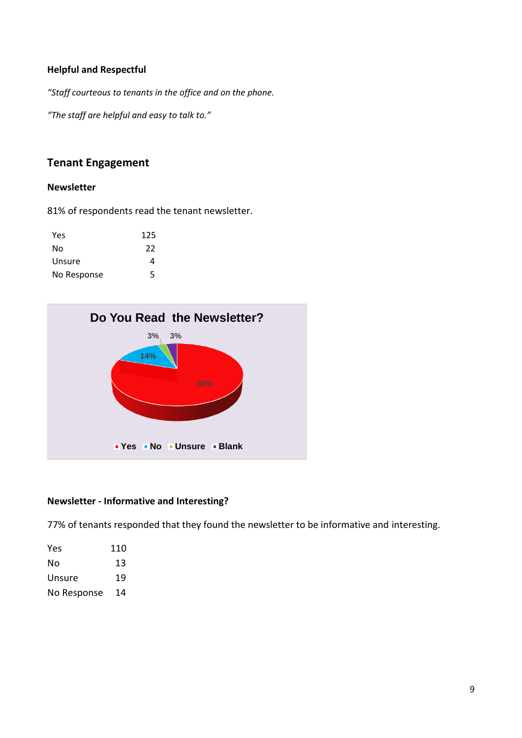**Helpful and Respectful**

*"Staff courteous to tenants in the office and on the phone.*

*"The staff are helpful and easy to talk to."*

## Tenant Engagement

### Newsletter

81% of respondents read the tenant newsletter.

| | |
|---|---|
| Yes | 125 |
| No | 22 |
| Unsure | 4 |
| No Response | 5 |

**Do You Read the Newsletter?**

3% 3% 14% 80%

Yes No Unsure Blank

### Newsletter - Informative and Interesting?

77% of tenants responded that they found the newsletter to be informative and interesting.

| | |
|---|---|
| Yes | 110 |
| No | 13 |
| Unsure | 19 |
| No Response | 14 |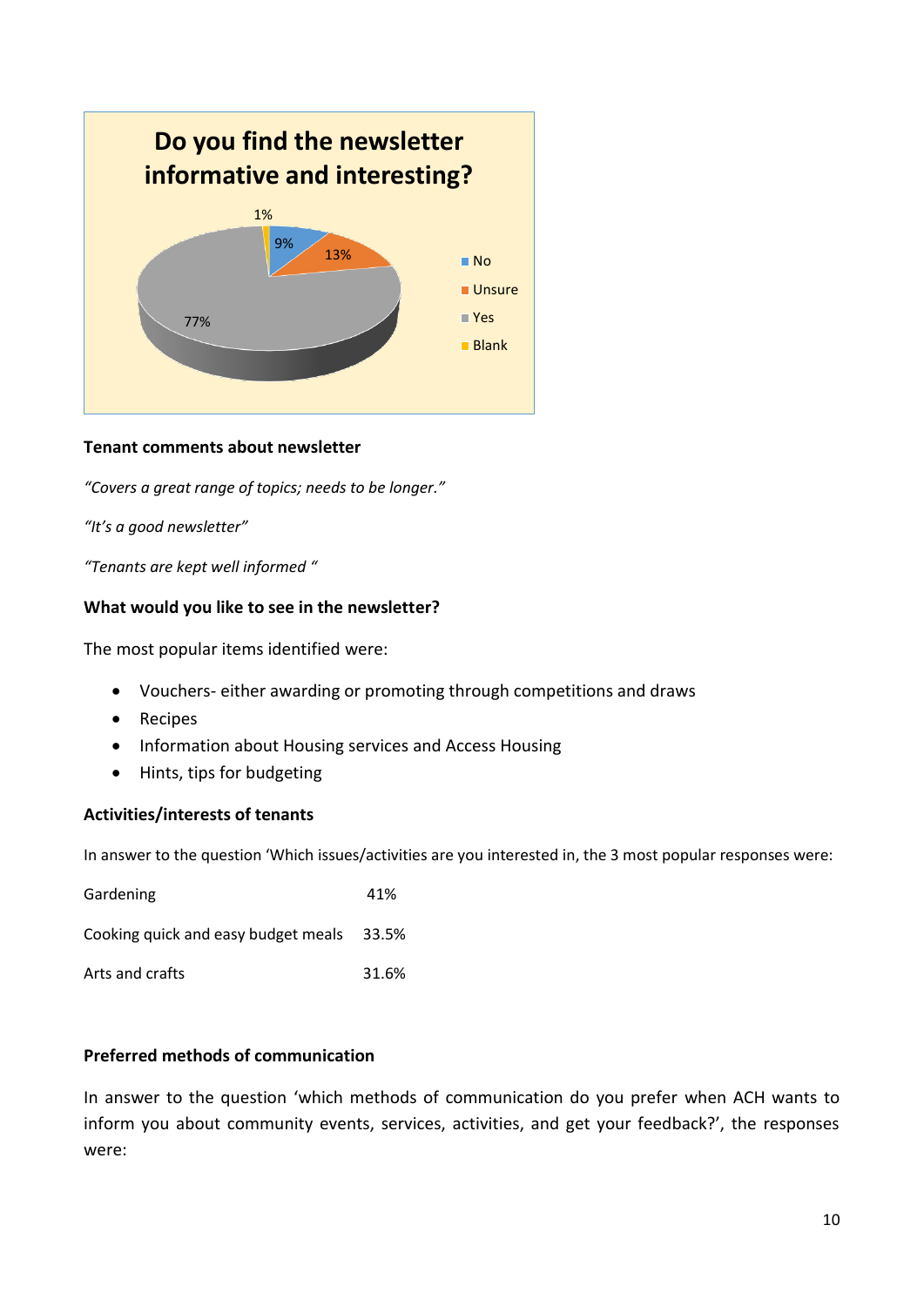**Do you find the newsletter informative and interesting?**

| Response | Percentage |
|---|---|
| No | 9% |
| Unsure | 13% |
| Yes | 77% |
| Blank | 1% |

**Tenant comments about newsletter**

*"Covers a great range of topics; needs to be longer."*

*"It's a good newsletter"*

*"Tenants are kept well informed "*

**What would you like to see in the newsletter?**

The most popular items identified were:

- Vouchers- either awarding or promoting through competitions and draws
- Recipes
- Information about Housing services and Access Housing
- Hints, tips for budgeting

**Activities/interests of tenants**

In answer to the question 'Which issues/activities are you interested in, the 3 most popular responses were:

| | |
|---|---|
| Gardening | 41% |
| Cooking quick and easy budget meals | 33.5% |
| Arts and crafts | 31.6% |

**Preferred methods of communication**

In answer to the question 'which methods of communication do you prefer when ACH wants to inform you about community events, services, activities, and get your feedback?', the responses were: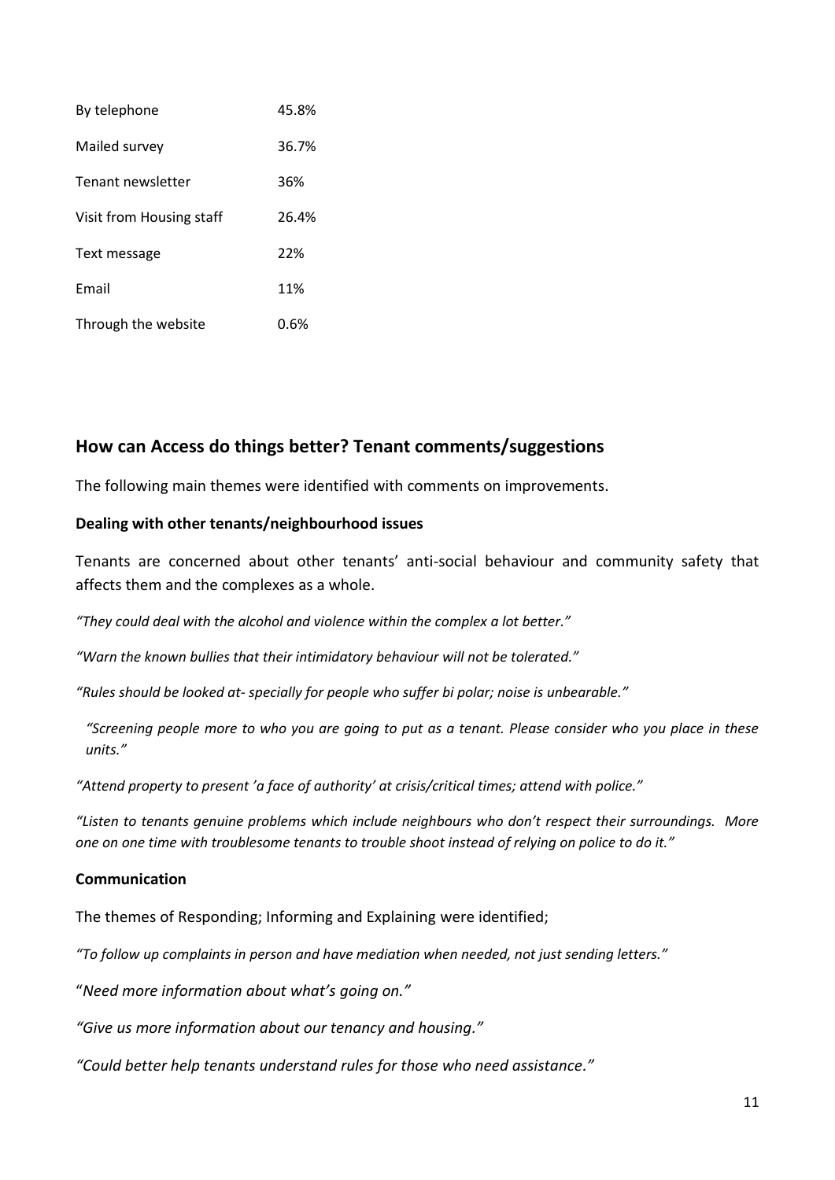| | |
|---|---|
| By telephone | 45.8% |
| Mailed survey | 36.7% |
| Tenant newsletter | 36% |
| Visit from Housing staff | 26.4% |
| Text message | 22% |
| Email | 11% |
| Through the website | 0.6% |

## How can Access do things better? Tenant comments/suggestions

The following main themes were identified with comments on improvements.

**Dealing with other tenants/neighbourhood issues**

Tenants are concerned about other tenants' anti-social behaviour and community safety that affects them and the complexes as a whole.

*"They could deal with the alcohol and violence within the complex a lot better."*

*"Warn the known bullies that their intimidatory behaviour will not be tolerated."*

*"Rules should be looked at- specially for people who suffer bi polar; noise is unbearable."*

*"Screening people more to who you are going to put as a tenant. Please consider who you place in these units."*

*"Attend property to present 'a face of authority' at crisis/critical times; attend with police."*

*"Listen to tenants genuine problems which include neighbours who don't respect their surroundings. More one on one time with troublesome tenants to trouble shoot instead of relying on police to do it."*

**Communication**

The themes of Responding; Informing and Explaining were identified;

*"To follow up complaints in person and have mediation when needed, not just sending letters."*

*"Need more information about what's going on."*

*"Give us more information about our tenancy and housing."*

*"Could better help tenants understand rules for those who need assistance."*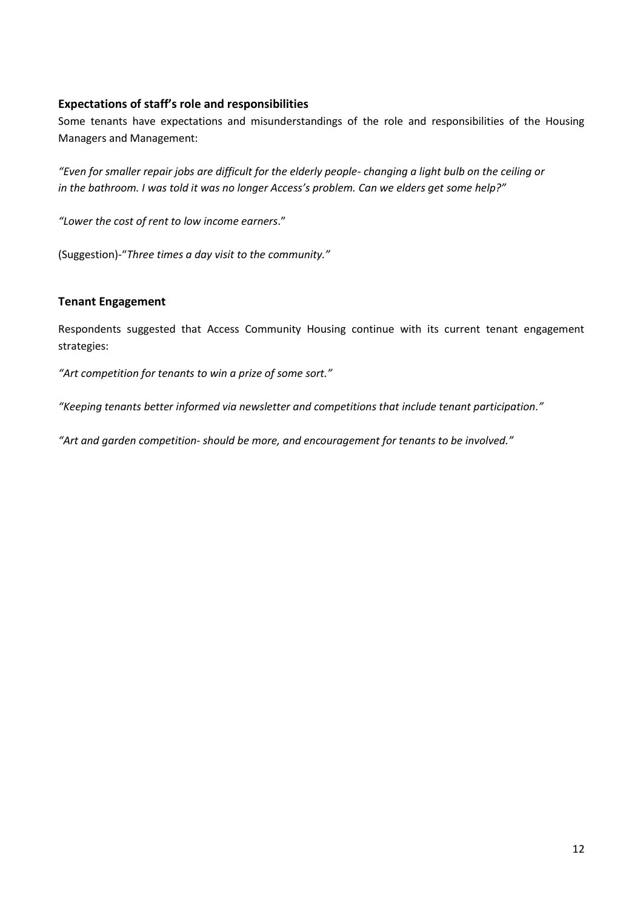### Expectations of staff's role and responsibilities

Some tenants have expectations and misunderstandings of the role and responsibilities of the Housing Managers and Management:

*"Even for smaller repair jobs are difficult for the elderly people- changing a light bulb on the ceiling or in the bathroom. I was told it was no longer Access's problem. Can we elders get some help?"*

*"Lower the cost of rent to low income earners*."

(Suggestion)-"*Three times a day visit to the community."*

### Tenant Engagement

Respondents suggested that Access Community Housing continue with its current tenant engagement strategies:

*"Art competition for tenants to win a prize of some sort."*

*"Keeping tenants better informed via newsletter and competitions that include tenant participation."*

*"Art and garden competition- should be more, and encouragement for tenants to be involved."*